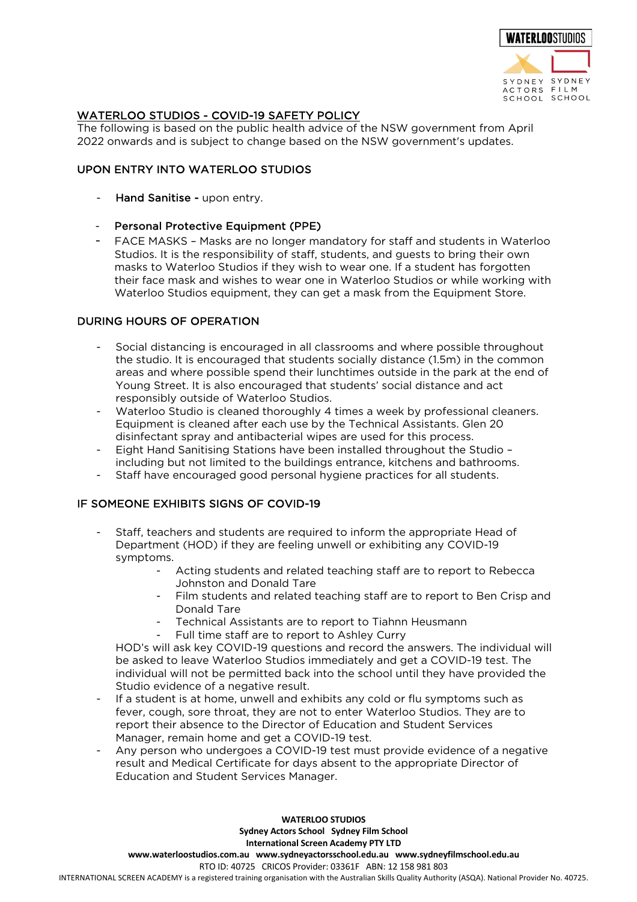WATERLOOSTUDIOS

SYDNEY ACTORS SCHOOL    SYDNEY FILM SCHOOL

## WATERLOO STUDIOS - COVID-19 SAFETY POLICY

The following is based on the public health advice of the NSW government from April 2022 onwards and is subject to change based on the NSW government's updates.

### UPON ENTRY INTO WATERLOO STUDIOS

- Hand Sanitise - upon entry.

- Personal Protective Equipment (PPE)
- FACE MASKS – Masks are no longer mandatory for staff and students in Waterloo Studios. It is the responsibility of staff, students, and guests to bring their own masks to Waterloo Studios if they wish to wear one. If a student has forgotten their face mask and wishes to wear one in Waterloo Studios or while working with Waterloo Studios equipment, they can get a mask from the Equipment Store.

### DURING HOURS OF OPERATION

- Social distancing is encouraged in all classrooms and where possible throughout the studio. It is encouraged that students socially distance (1.5m) in the common areas and where possible spend their lunchtimes outside in the park at the end of Young Street. It is also encouraged that students' social distance and act responsibly outside of Waterloo Studios.
- Waterloo Studio is cleaned thoroughly 4 times a week by professional cleaners. Equipment is cleaned after each use by the Technical Assistants. Glen 20 disinfectant spray and antibacterial wipes are used for this process.
- Eight Hand Sanitising Stations have been installed throughout the Studio – including but not limited to the buildings entrance, kitchens and bathrooms.
- Staff have encouraged good personal hygiene practices for all students.

### IF SOMEONE EXHIBITS SIGNS OF COVID-19

- Staff, teachers and students are required to inform the appropriate Head of Department (HOD) if they are feeling unwell or exhibiting any COVID-19 symptoms.
    - Acting students and related teaching staff are to report to Rebecca Johnston and Donald Tare
    - Film students and related teaching staff are to report to Ben Crisp and Donald Tare
    - Technical Assistants are to report to Tiahnn Heusmann
    - Full time staff are to report to Ashley Curry

  HOD's will ask key COVID-19 questions and record the answers. The individual will be asked to leave Waterloo Studios immediately and get a COVID-19 test. The individual will not be permitted back into the school until they have provided the Studio evidence of a negative result.
- If a student is at home, unwell and exhibits any cold or flu symptoms such as fever, cough, sore throat, they are not to enter Waterloo Studios. They are to report their absence to the Director of Education and Student Services Manager, remain home and get a COVID-19 test.
- Any person who undergoes a COVID-19 test must provide evidence of a negative result and Medical Certificate for days absent to the appropriate Director of Education and Student Services Manager.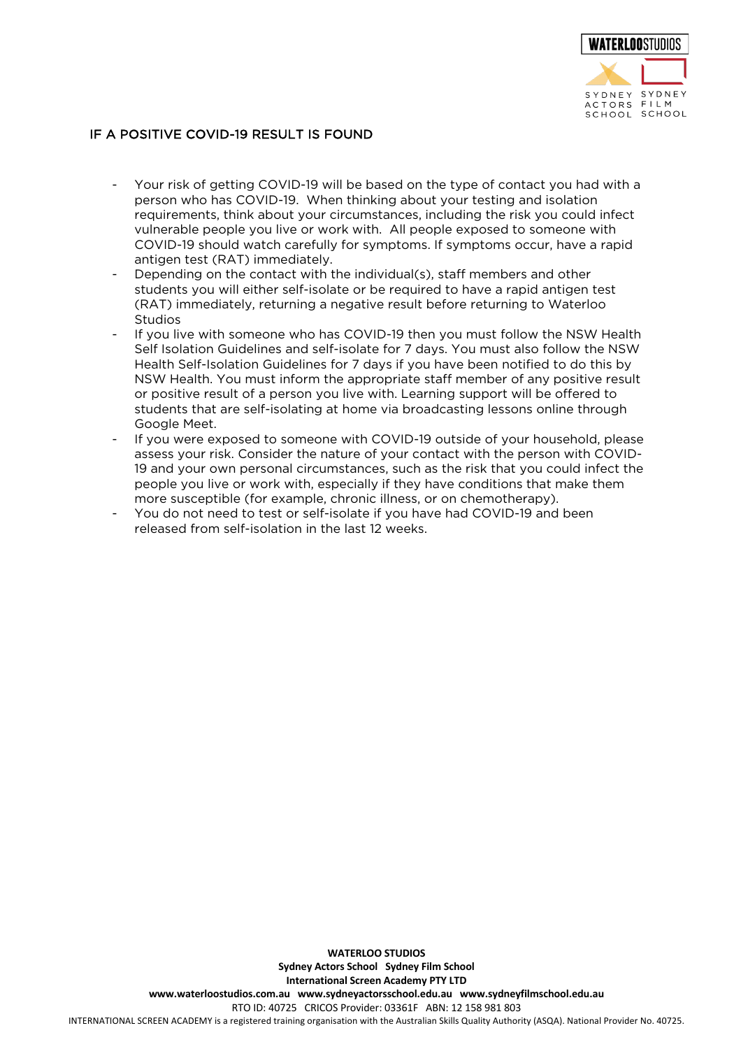## IF A POSITIVE COVID-19 RESULT IS FOUND

- Your risk of getting COVID-19 will be based on the type of contact you had with a person who has COVID-19. When thinking about your testing and isolation requirements, think about your circumstances, including the risk you could infect vulnerable people you live or work with. All people exposed to someone with COVID-19 should watch carefully for symptoms. If symptoms occur, have a rapid antigen test (RAT) immediately.
- Depending on the contact with the individual(s), staff members and other students you will either self-isolate or be required to have a rapid antigen test (RAT) immediately, returning a negative result before returning to Waterloo Studios
- If you live with someone who has COVID-19 then you must follow the NSW Health Self Isolation Guidelines and self-isolate for 7 days. You must also follow the NSW Health Self-Isolation Guidelines for 7 days if you have been notified to do this by NSW Health. You must inform the appropriate staff member of any positive result or positive result of a person you live with. Learning support will be offered to students that are self-isolating at home via broadcasting lessons online through Google Meet.
- If you were exposed to someone with COVID-19 outside of your household, please assess your risk. Consider the nature of your contact with the person with COVID-19 and your own personal circumstances, such as the risk that you could infect the people you live or work with, especially if they have conditions that make them more susceptible (for example, chronic illness, or on chemotherapy).
- You do not need to test or self-isolate if you have had COVID-19 and been released from self-isolation in the last 12 weeks.